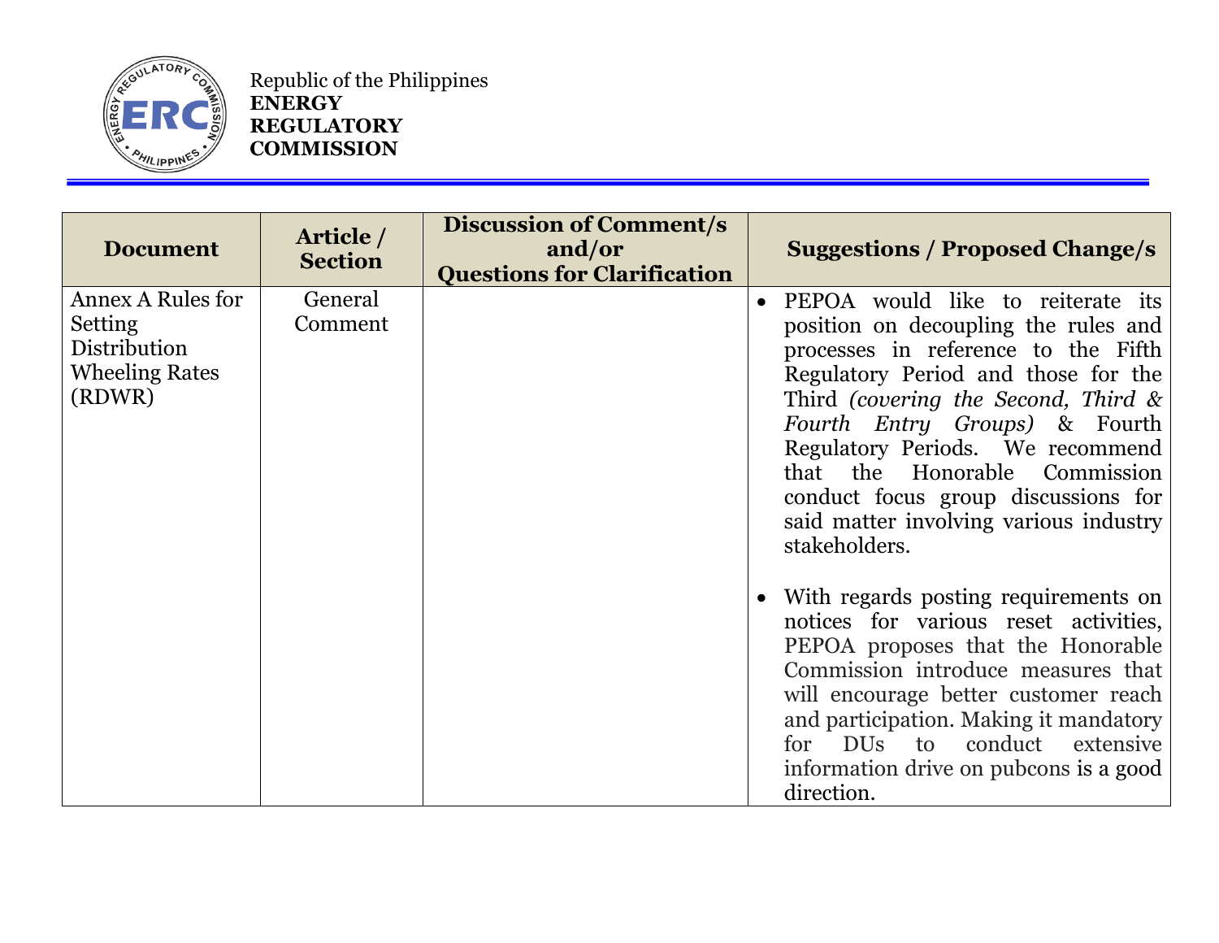Republic of the Philippines
**ENERGY REGULATORY COMMISSION**

| Document | Article / Section | Discussion of Comment/s and/or Questions for Clarification | Suggestions / Proposed Change/s |
|---|---|---|---|
| Annex A Rules for Setting Distribution Wheeling Rates (RDWR) | General Comment | | • PEPOA would like to reiterate its position on decoupling the rules and processes in reference to the Fifth Regulatory Period and those for the Third *(covering the Second, Third & Fourth Entry Groups)* & Fourth Regulatory Periods. We recommend that the Honorable Commission conduct focus group discussions for said matter involving various industry stakeholders.<br><br>• With regards posting requirements on notices for various reset activities, PEPOA proposes that the Honorable Commission introduce measures that will encourage better customer reach and participation. Making it mandatory for DUs to conduct extensive information drive on pubcons is a good direction. |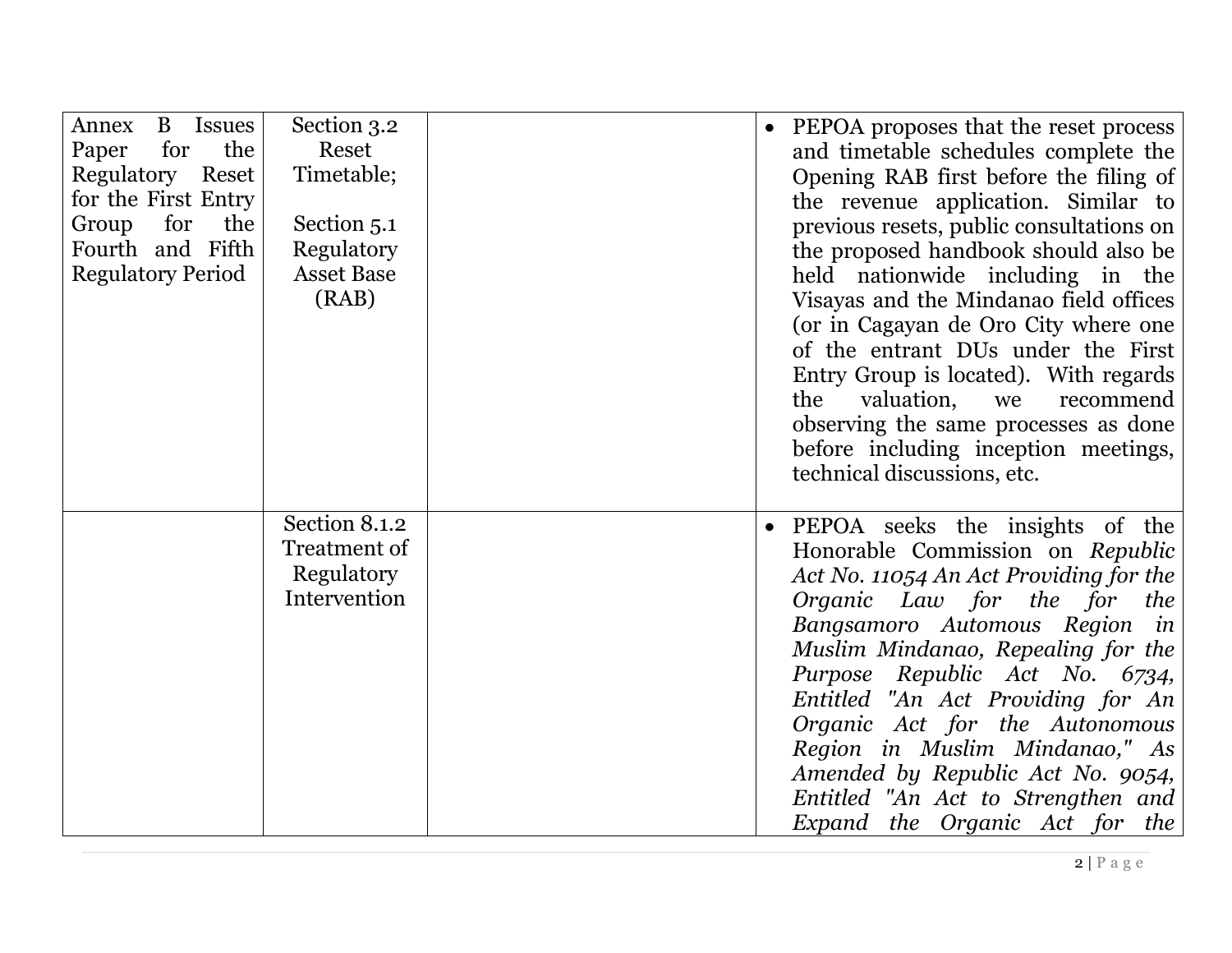| | | | |
|---|---|---|---|
| Annex B Issues Paper for the Regulatory Reset for the First Entry Group for the Fourth and Fifth Regulatory Period | Section 3.2 Reset Timetable;<br><br>Section 5.1 Regulatory Asset Base (RAB) | | • PEPOA proposes that the reset process and timetable schedules complete the Opening RAB first before the filing of the revenue application. Similar to previous resets, public consultations on the proposed handbook should also be held nationwide including in the Visayas and the Mindanao field offices (or in Cagayan de Oro City where one of the entrant DUs under the First Entry Group is located). With regards the valuation, we recommend observing the same processes as done before including inception meetings, technical discussions, etc. |
| | Section 8.1.2 Treatment of Regulatory Intervention | | • PEPOA seeks the insights of the Honorable Commission on *Republic Act No. 11054 An Act Providing for the Organic Law for the for the Bangsamoro Automous Region in Muslim Mindanao, Repealing for the Purpose Republic Act No. 6734, Entitled "An Act Providing for An Organic Act for the Autonomous Region in Muslim Mindanao," As Amended by Republic Act No. 9054, Entitled "An Act to Strengthen and Expand the Organic Act for the* |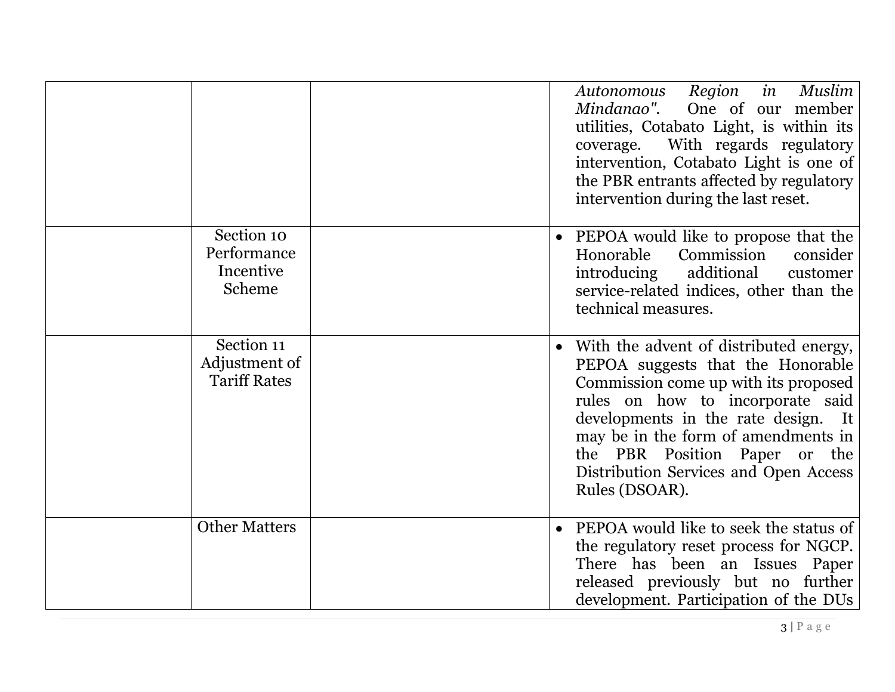| | | | |
|---|---|---|---|
| | | | *Autonomous Region in Muslim Mindanao".* One of our member utilities, Cotabato Light, is within its coverage. With regards regulatory intervention, Cotabato Light is one of the PBR entrants affected by regulatory intervention during the last reset. |
| | Section 10 Performance Incentive Scheme | | • PEPOA would like to propose that the Honorable Commission consider introducing additional customer service-related indices, other than the technical measures. |
| | Section 11 Adjustment of Tariff Rates | | • With the advent of distributed energy, PEPOA suggests that the Honorable Commission come up with its proposed rules on how to incorporate said developments in the rate design. It may be in the form of amendments in the PBR Position Paper or the Distribution Services and Open Access Rules (DSOAR). |
| | Other Matters | | • PEPOA would like to seek the status of the regulatory reset process for NGCP. There has been an Issues Paper released previously but no further development. Participation of the DUs |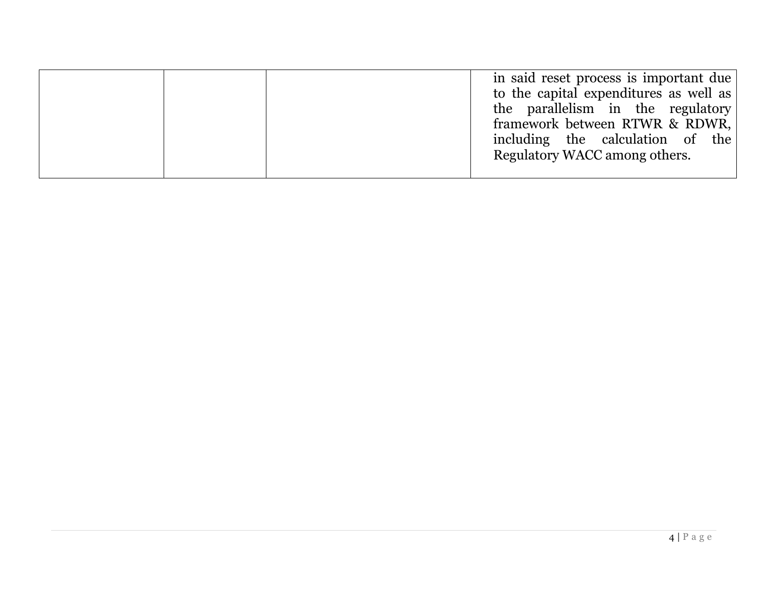| | | | |
|---|---|---|---|
| | | | in said reset process is important due to the capital expenditures as well as the parallelism in the regulatory framework between RTWR & RDWR, including the calculation of the Regulatory WACC among others. |